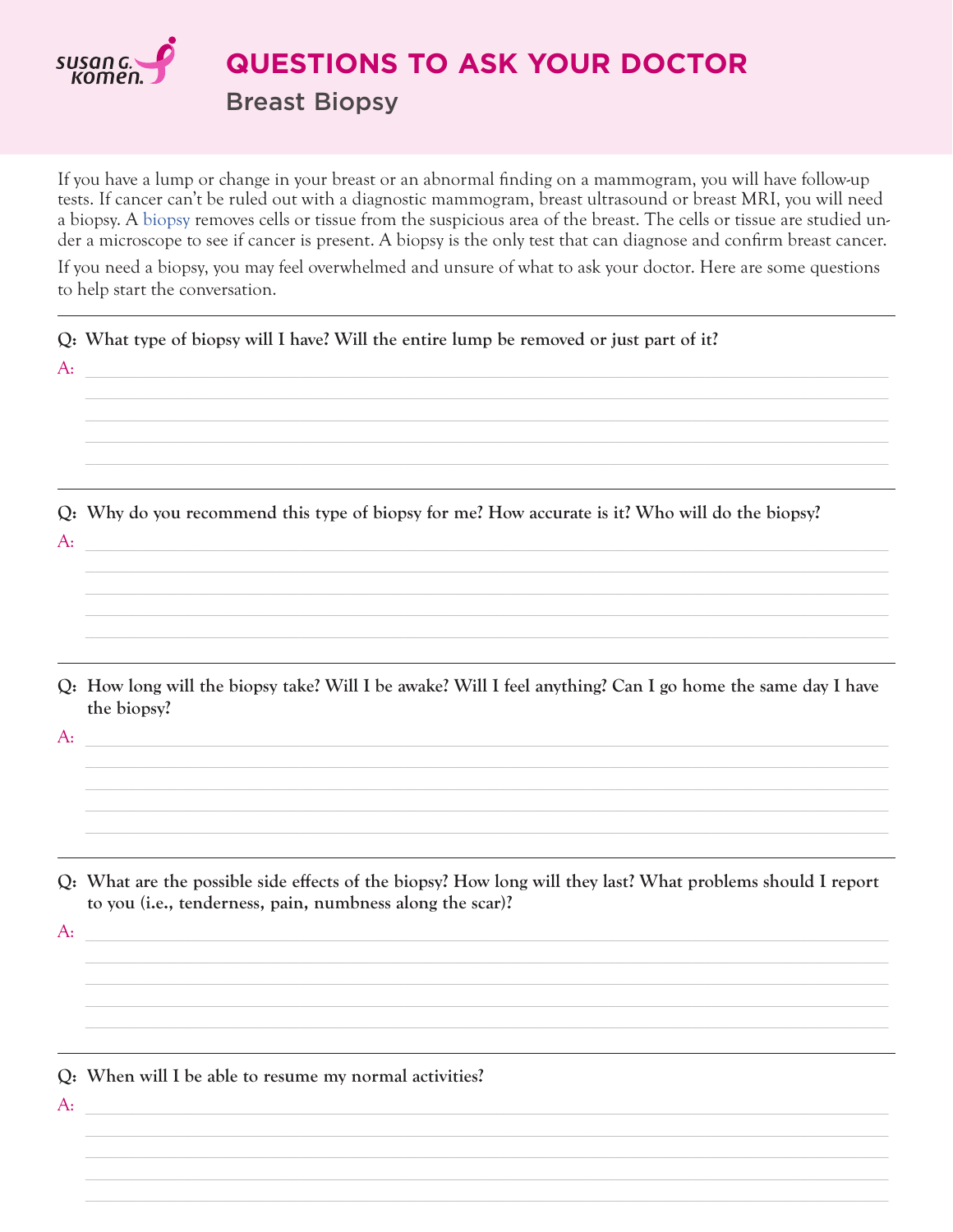# QUESTIONS TO ASK YOUR DOCTOR

## Breast Biopsy

If you have a lump or change in your breast or an abnormal finding on a mammogram, you will have follow-up tests. If cancer can't be ruled out with a diagnostic mammogram, breast ultrasound or breast MRI, you will need a biopsy. A biopsy removes cells or tissue from the suspicious area of the breast. The cells or tissue are studied under a microscope to see if cancer is present. A biopsy is the only test that can diagnose and confirm breast cancer.

If you need a biopsy, you may feel overwhelmed and unsure of what to ask your doctor. Here are some questions to help start the conversation.

---

**Q: What type of biopsy will I have? Will the entire lump be removed or just part of it?**

A:

---

**Q: Why do you recommend this type of biopsy for me? How accurate is it? Who will do the biopsy?**

A:

---

**Q: How long will the biopsy take? Will I be awake? Will I feel anything? Can I go home the same day I have the biopsy?**

A:

---

**Q: What are the possible side effects of the biopsy? How long will they last? What problems should I report to you (i.e., tenderness, pain, numbness along the scar)?**

A:

---

**Q: When will I be able to resume my normal activities?**

A: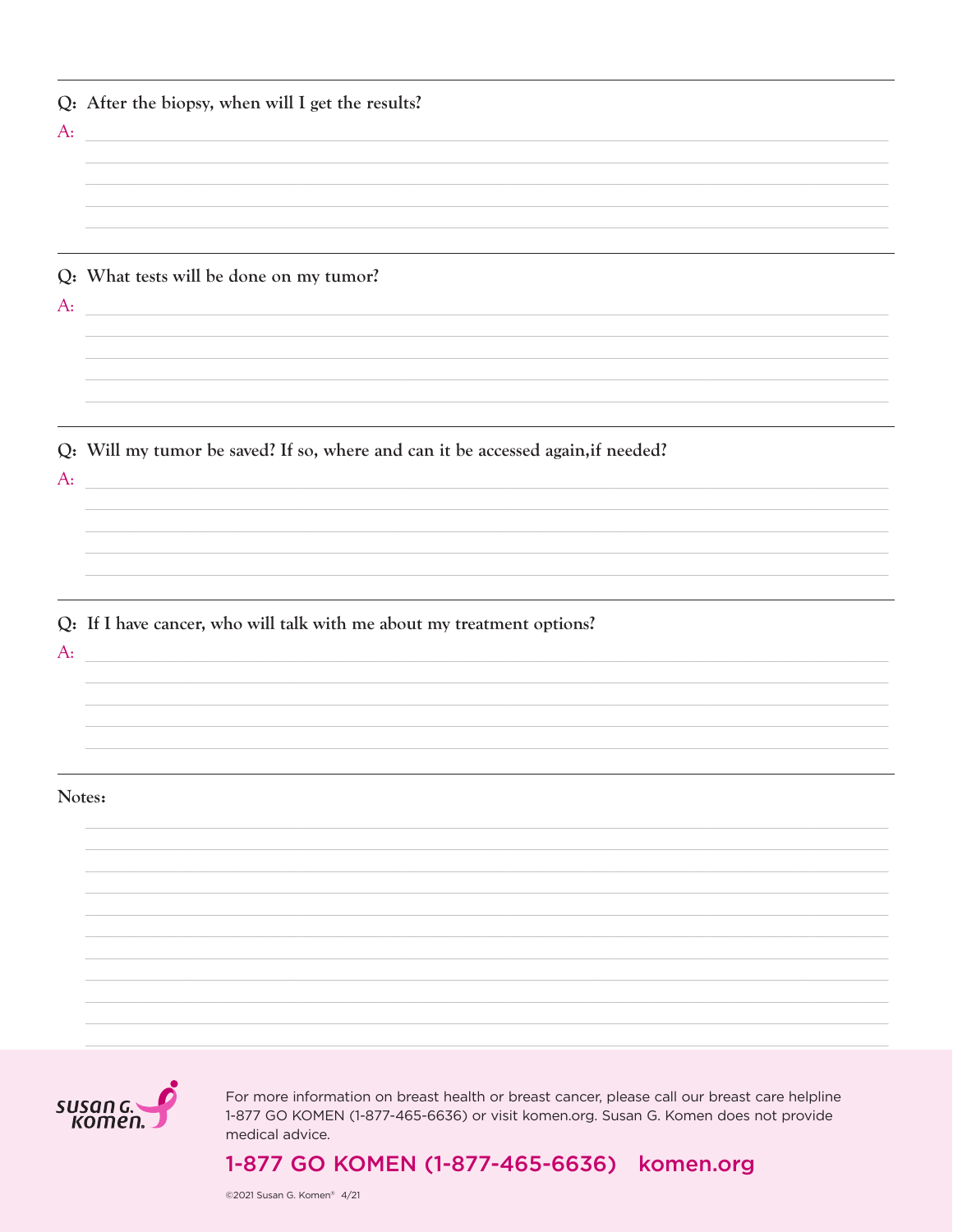**Q: After the biopsy, when will I get the results?**

A:

**Q: What tests will be done on my tumor?**

A:

**Q: Will my tumor be saved? If so, where and can it be accessed again,if needed?**

A:

**Q: If I have cancer, who will talk with me about my treatment options?**

A:

**Notes:**

For more information on breast health or breast cancer, please call our breast care helpline 1-877 GO KOMEN (1-877-465-6636) or visit komen.org. Susan G. Komen does not provide medical advice.

1-877 GO KOMEN (1-877-465-6636) komen.org

©2021 Susan G. Komen® 4/21